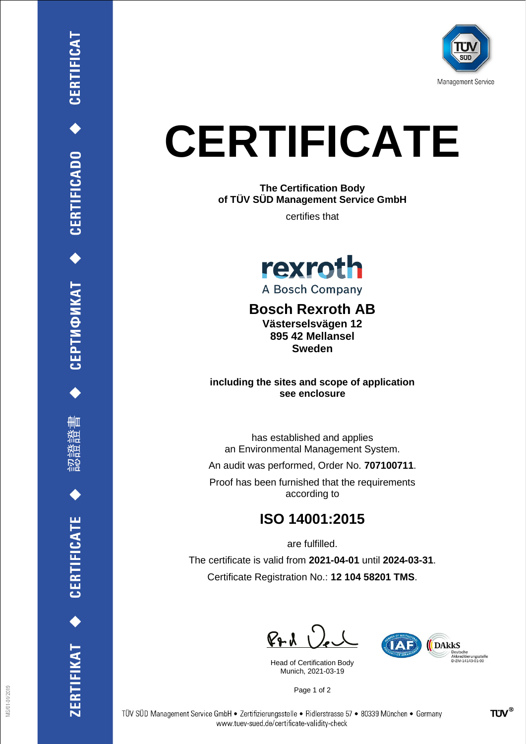# CERTIFICATE

**The Certification Body**
**of TÜV SÜD Management Service GmbH**

certifies that

rexroth
A Bosch Company

## Bosch Rexroth AB

**Västerselsvägen 12**
**895 42 Mellansel**
**Sweden**

**including the sites and scope of application**
**see enclosure**

has established and applies
an Environmental Management System.

An audit was performed, Order No. **707100711**.

Proof has been furnished that the requirements
according to

## ISO 14001:2015

are fulfilled.

The certificate is valid from **2021-04-01** until **2024-03-31**.

Certificate Registration No.: **12 104 58201 TMS**.

Head of Certification Body
Munich, 2021-03-19

DAkkS Deutsche Akkreditierungsstelle D-ZM-14143-01-00

TÜV SÜD Management Service GmbH • Zertifizierungsstelle • Ridlerstrasse 57 • 80339 München • Germany
www.tuev-sued.de/certificate-validity-check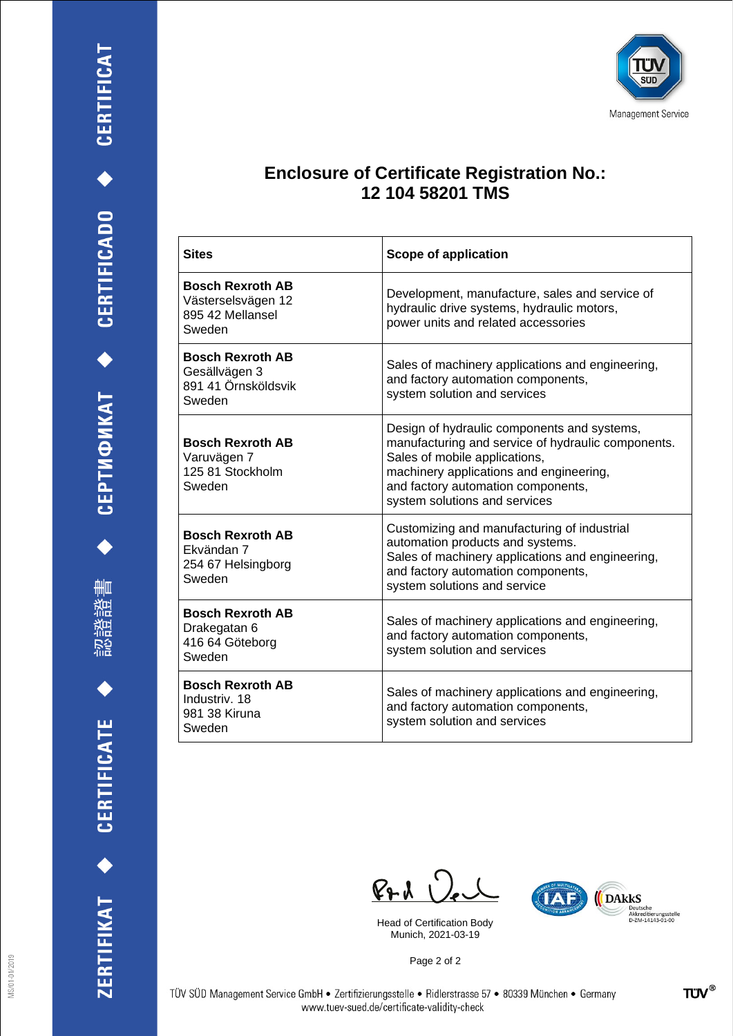# Enclosure of Certificate Registration No.: 12 104 58201 TMS

| Sites | Scope of application |
|---|---|
| **Bosch Rexroth AB**<br>Västerselsvägen 12<br>895 42 Mellansel<br>Sweden | Development, manufacture, sales and service of hydraulic drive systems, hydraulic motors, power units and related accessories |
| **Bosch Rexroth AB**<br>Gesällvägen 3<br>891 41 Örnsköldsvik<br>Sweden | Sales of machinery applications and engineering, and factory automation components, system solution and services |
| **Bosch Rexroth AB**<br>Varuvägen 7<br>125 81 Stockholm<br>Sweden | Design of hydraulic components and systems, manufacturing and service of hydraulic components. Sales of mobile applications, machinery applications and engineering, and factory automation components, system solutions and services |
| **Bosch Rexroth AB**<br>Ekvändan 7<br>254 67 Helsingborg<br>Sweden | Customizing and manufacturing of industrial automation products and systems. Sales of machinery applications and engineering, and factory automation components, system solutions and service |
| **Bosch Rexroth AB**<br>Drakegatan 6<br>416 64 Göteborg<br>Sweden | Sales of machinery applications and engineering, and factory automation components, system solution and services |
| **Bosch Rexroth AB**<br>Industriv. 18<br>981 38 Kiruna<br>Sweden | Sales of machinery applications and engineering, and factory automation components, system solution and services |

Head of Certification Body
Munich, 2021-03-19

DAkkS Deutsche Akkreditierungsstelle D-ZM-14143-01-00

TÜV SÜD Management Service GmbH • Zertifizierungsstelle • Ridlerstrasse 57 • 80339 München • Germany
www.tuev-sued.de/certificate-validity-check